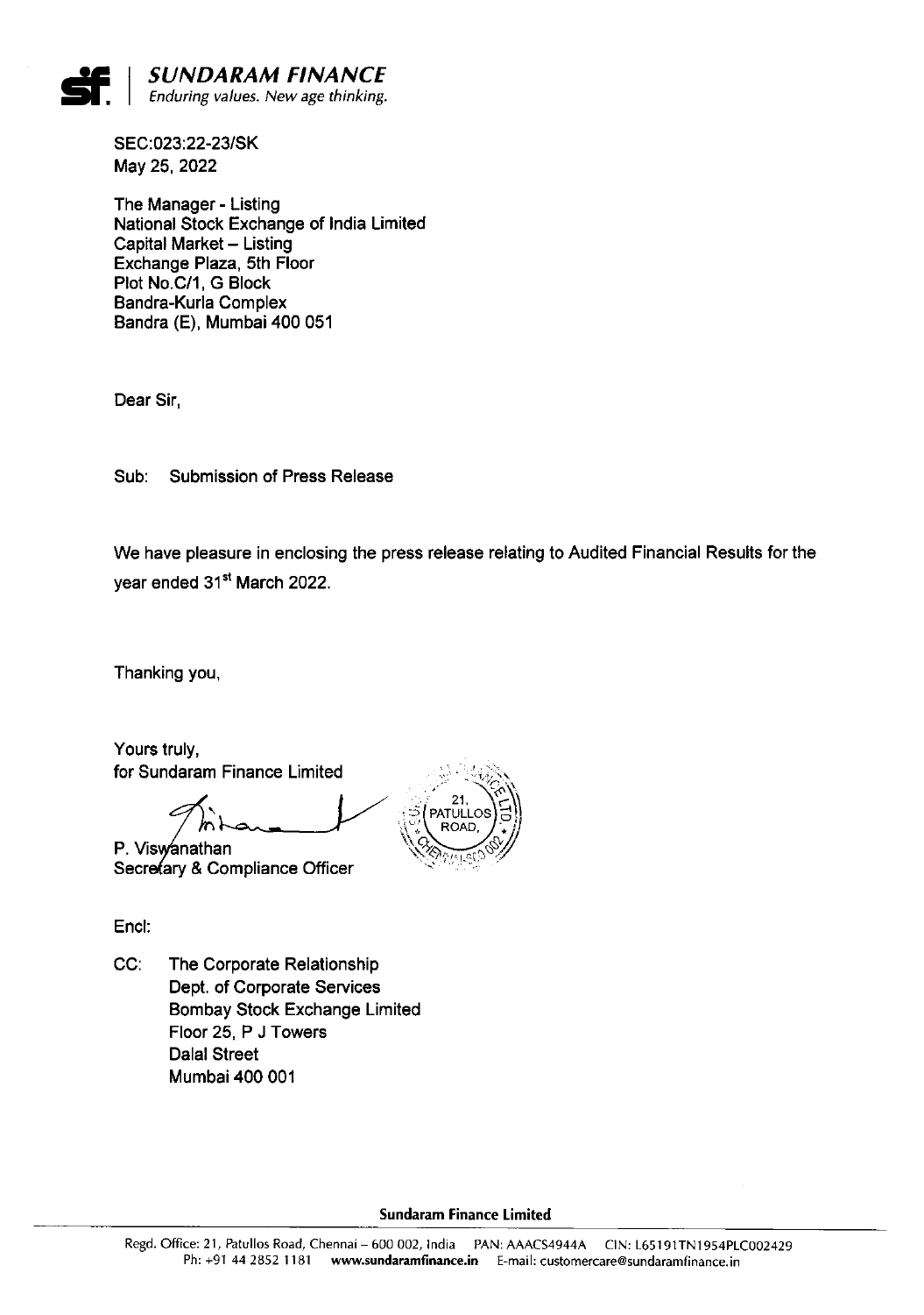**SUNDARAM FINANCE**
*Enduring values. New age thinking.*

SEC:023:22-23/SK
May 25, 2022

The Manager - Listing
National Stock Exchange of India Limited
Capital Market – Listing
Exchange Plaza, 5th Floor
Plot No.C/1, G Block
Bandra-Kurla Complex
Bandra (E), Mumbai 400 051

Dear Sir,

Sub: Submission of Press Release

We have pleasure in enclosing the press release relating to Audited Financial Results for the year ended 31st March 2022.

Thanking you,

Yours truly,
for Sundaram Finance Limited

P. Viswanathan
Secretary & Compliance Officer

Encl:

CC: The Corporate Relationship
Dept. of Corporate Services
Bombay Stock Exchange Limited
Floor 25, P J Towers
Dalal Street
Mumbai 400 001

**Sundaram Finance Limited**

Regd. Office: 21, Patullos Road, Chennai – 600 002, India PAN: AAACS4944A CIN: L65191TN1954PLC002429
Ph: +91 44 2852 1181 **www.sundaramfinance.in** E-mail: customercare@sundaramfinance.in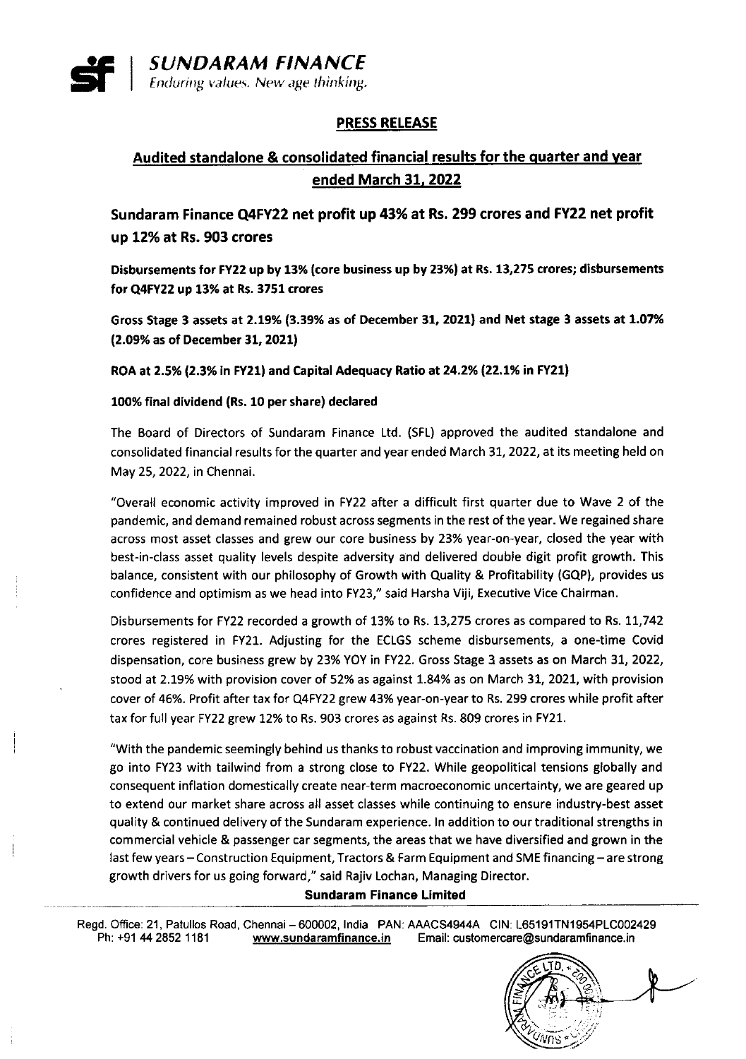**SUNDARAM FINANCE**
*Enduring values. New age thinking.*

## PRESS RELEASE

## Audited standalone & consolidated financial results for the quarter and year ended March 31, 2022

### Sundaram Finance Q4FY22 net profit up 43% at Rs. 299 crores and FY22 net profit up 12% at Rs. 903 crores

**Disbursements for FY22 up by 13% (core business up by 23%) at Rs. 13,275 crores; disbursements for Q4FY22 up 13% at Rs. 3751 crores**

**Gross Stage 3 assets at 2.19% (3.39% as of December 31, 2021) and Net stage 3 assets at 1.07% (2.09% as of December 31, 2021)**

**ROA at 2.5% (2.3% in FY21) and Capital Adequacy Ratio at 24.2% (22.1% in FY21)**

**100% final dividend (Rs. 10 per share) declared**

The Board of Directors of Sundaram Finance Ltd. (SFL) approved the audited standalone and consolidated financial results for the quarter and year ended March 31, 2022, at its meeting held on May 25, 2022, in Chennai.

"Overall economic activity improved in FY22 after a difficult first quarter due to Wave 2 of the pandemic, and demand remained robust across segments in the rest of the year. We regained share across most asset classes and grew our core business by 23% year-on-year, closed the year with best-in-class asset quality levels despite adversity and delivered double digit profit growth. This balance, consistent with our philosophy of Growth with Quality & Profitability (GQP), provides us confidence and optimism as we head into FY23," said Harsha Viji, Executive Vice Chairman.

Disbursements for FY22 recorded a growth of 13% to Rs. 13,275 crores as compared to Rs. 11,742 crores registered in FY21. Adjusting for the ECLGS scheme disbursements, a one-time Covid dispensation, core business grew by 23% YOY in FY22. Gross Stage 3 assets as on March 31, 2022, stood at 2.19% with provision cover of 52% as against 1.84% as on March 31, 2021, with provision cover of 46%. Profit after tax for Q4FY22 grew 43% year-on-year to Rs. 299 crores while profit after tax for full year FY22 grew 12% to Rs. 903 crores as against Rs. 809 crores in FY21.

"With the pandemic seemingly behind us thanks to robust vaccination and improving immunity, we go into FY23 with tailwind from a strong close to FY22. While geopolitical tensions globally and consequent inflation domestically create near-term macroeconomic uncertainty, we are geared up to extend our market share across all asset classes while continuing to ensure industry-best asset quality & continued delivery of the Sundaram experience. In addition to our traditional strengths in commercial vehicle & passenger car segments, the areas that we have diversified and grown in the last few years – Construction Equipment, Tractors & Farm Equipment and SME financing – are strong growth drivers for us going forward," said Rajiv Lochan, Managing Director.

**Sundaram Finance Limited**

Regd. Office: 21, Patullos Road, Chennai – 600002, India PAN: AAACS4944A CIN: L65191TN1954PLC002429
Ph: +91 44 2852 1181 www.sundaramfinance.in Email: customercare@sundaramfinance.in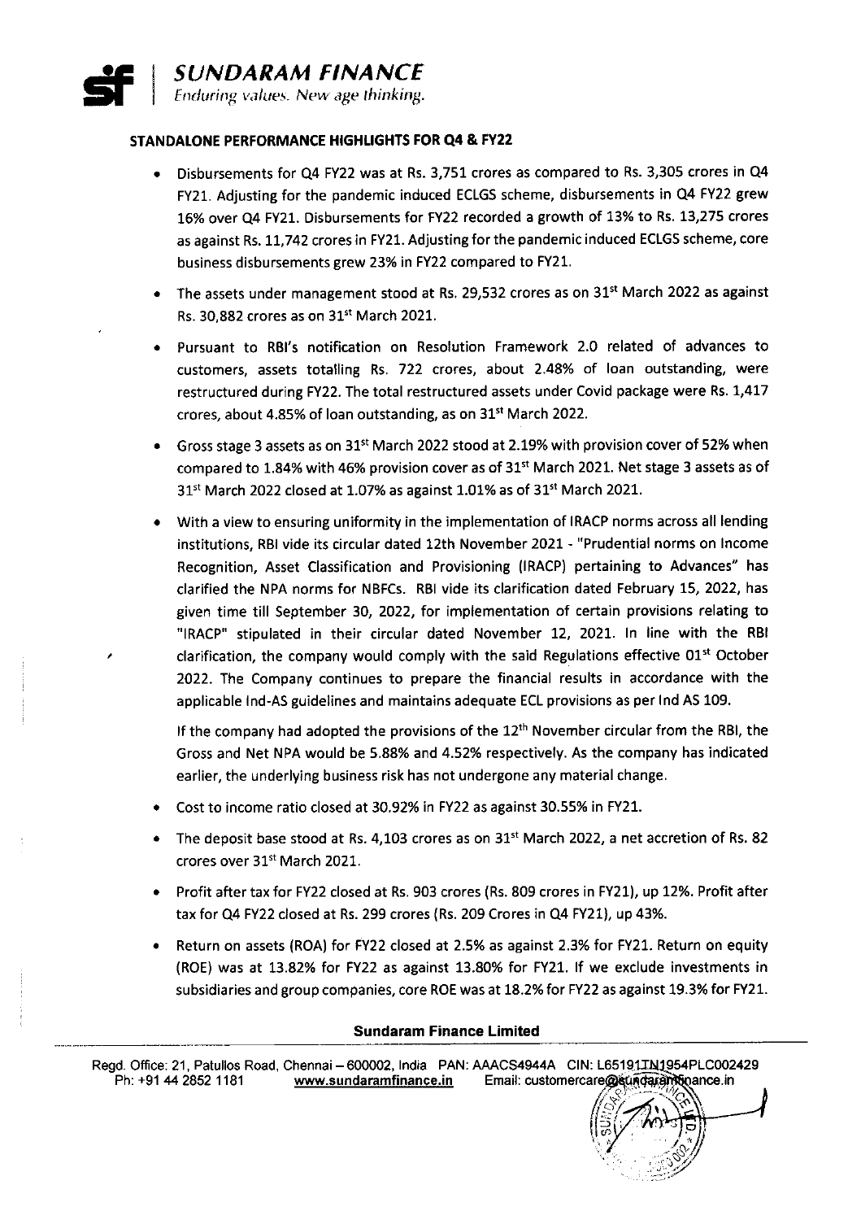# SUNDARAM FINANCE

*Enduring values. New age thinking.*

## STANDALONE PERFORMANCE HIGHLIGHTS FOR Q4 & FY22

- Disbursements for Q4 FY22 was at Rs. 3,751 crores as compared to Rs. 3,305 crores in Q4 FY21. Adjusting for the pandemic induced ECLGS scheme, disbursements in Q4 FY22 grew 16% over Q4 FY21. Disbursements for FY22 recorded a growth of 13% to Rs. 13,275 crores as against Rs. 11,742 crores in FY21. Adjusting for the pandemic induced ECLGS scheme, core business disbursements grew 23% in FY22 compared to FY21.
- The assets under management stood at Rs. 29,532 crores as on 31st March 2022 as against Rs. 30,882 crores as on 31st March 2021.
- Pursuant to RBI's notification on Resolution Framework 2.0 related of advances to customers, assets totalling Rs. 722 crores, about 2.48% of loan outstanding, were restructured during FY22. The total restructured assets under Covid package were Rs. 1,417 crores, about 4.85% of loan outstanding, as on 31st March 2022.
- Gross stage 3 assets as on 31st March 2022 stood at 2.19% with provision cover of 52% when compared to 1.84% with 46% provision cover as of 31st March 2021. Net stage 3 assets as of 31st March 2022 closed at 1.07% as against 1.01% as of 31st March 2021.
- With a view to ensuring uniformity in the implementation of IRACP norms across all lending institutions, RBI vide its circular dated 12th November 2021 - "Prudential norms on Income Recognition, Asset Classification and Provisioning (IRACP) pertaining to Advances" has clarified the NPA norms for NBFCs. RBI vide its clarification dated February 15, 2022, has given time till September 30, 2022, for implementation of certain provisions relating to "IRACP" stipulated in their circular dated November 12, 2021. In line with the RBI clarification, the company would comply with the said Regulations effective 01st October 2022. The Company continues to prepare the financial results in accordance with the applicable Ind-AS guidelines and maintains adequate ECL provisions as per Ind AS 109.

  If the company had adopted the provisions of the 12th November circular from the RBI, the Gross and Net NPA would be 5.88% and 4.52% respectively. As the company has indicated earlier, the underlying business risk has not undergone any material change.
- Cost to income ratio closed at 30.92% in FY22 as against 30.55% in FY21.
- The deposit base stood at Rs. 4,103 crores as on 31st March 2022, a net accretion of Rs. 82 crores over 31st March 2021.
- Profit after tax for FY22 closed at Rs. 903 crores (Rs. 809 crores in FY21), up 12%. Profit after tax for Q4 FY22 closed at Rs. 299 crores (Rs. 209 Crores in Q4 FY21), up 43%.
- Return on assets (ROA) for FY22 closed at 2.5% as against 2.3% for FY21. Return on equity (ROE) was at 13.82% for FY22 as against 13.80% for FY21. If we exclude investments in subsidiaries and group companies, core ROE was at 18.2% for FY22 as against 19.3% for FY21.

**Sundaram Finance Limited**

Regd. Office: 21, Patullos Road, Chennai – 600002, India PAN: AAACS4944A CIN: L65191TN1954PLC002429
Ph: +91 44 2852 1181 www.sundaramfinance.in Email: customercare@sundaramfinance.in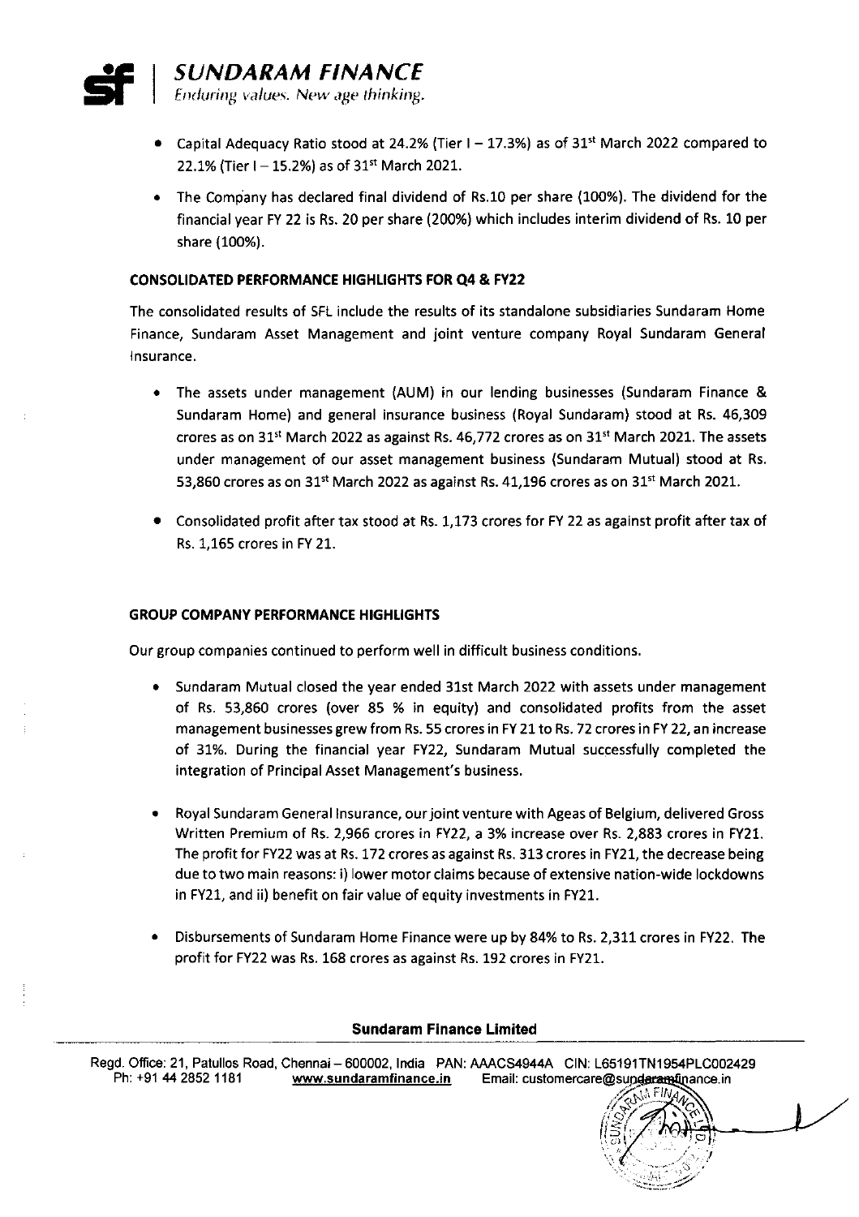- Capital Adequacy Ratio stood at 24.2% (Tier I – 17.3%) as of 31st March 2022 compared to 22.1% (Tier I – 15.2%) as of 31st March 2021.
- The Company has declared final dividend of Rs.10 per share (100%). The dividend for the financial year FY 22 is Rs. 20 per share (200%) which includes interim dividend of Rs. 10 per share (100%).

**CONSOLIDATED PERFORMANCE HIGHLIGHTS FOR Q4 & FY22**

The consolidated results of SFL include the results of its standalone subsidiaries Sundaram Home Finance, Sundaram Asset Management and joint venture company Royal Sundaram General Insurance.

- The assets under management (AUM) in our lending businesses (Sundaram Finance & Sundaram Home) and general insurance business (Royal Sundaram) stood at Rs. 46,309 crores as on 31st March 2022 as against Rs. 46,772 crores as on 31st March 2021. The assets under management of our asset management business (Sundaram Mutual) stood at Rs. 53,860 crores as on 31st March 2022 as against Rs. 41,196 crores as on 31st March 2021.
- Consolidated profit after tax stood at Rs. 1,173 crores for FY 22 as against profit after tax of Rs. 1,165 crores in FY 21.

**GROUP COMPANY PERFORMANCE HIGHLIGHTS**

Our group companies continued to perform well in difficult business conditions.

- Sundaram Mutual closed the year ended 31st March 2022 with assets under management of Rs. 53,860 crores (over 85 % in equity) and consolidated profits from the asset management businesses grew from Rs. 55 crores in FY 21 to Rs. 72 crores in FY 22, an increase of 31%. During the financial year FY22, Sundaram Mutual successfully completed the integration of Principal Asset Management's business.
- Royal Sundaram General Insurance, our joint venture with Ageas of Belgium, delivered Gross Written Premium of Rs. 2,966 crores in FY22, a 3% increase over Rs. 2,883 crores in FY21. The profit for FY22 was at Rs. 172 crores as against Rs. 313 crores in FY21, the decrease being due to two main reasons: i) lower motor claims because of extensive nation-wide lockdowns in FY21, and ii) benefit on fair value of equity investments in FY21.
- Disbursements of Sundaram Home Finance were up by 84% to Rs. 2,311 crores in FY22. The profit for FY22 was Rs. 168 crores as against Rs. 192 crores in FY21.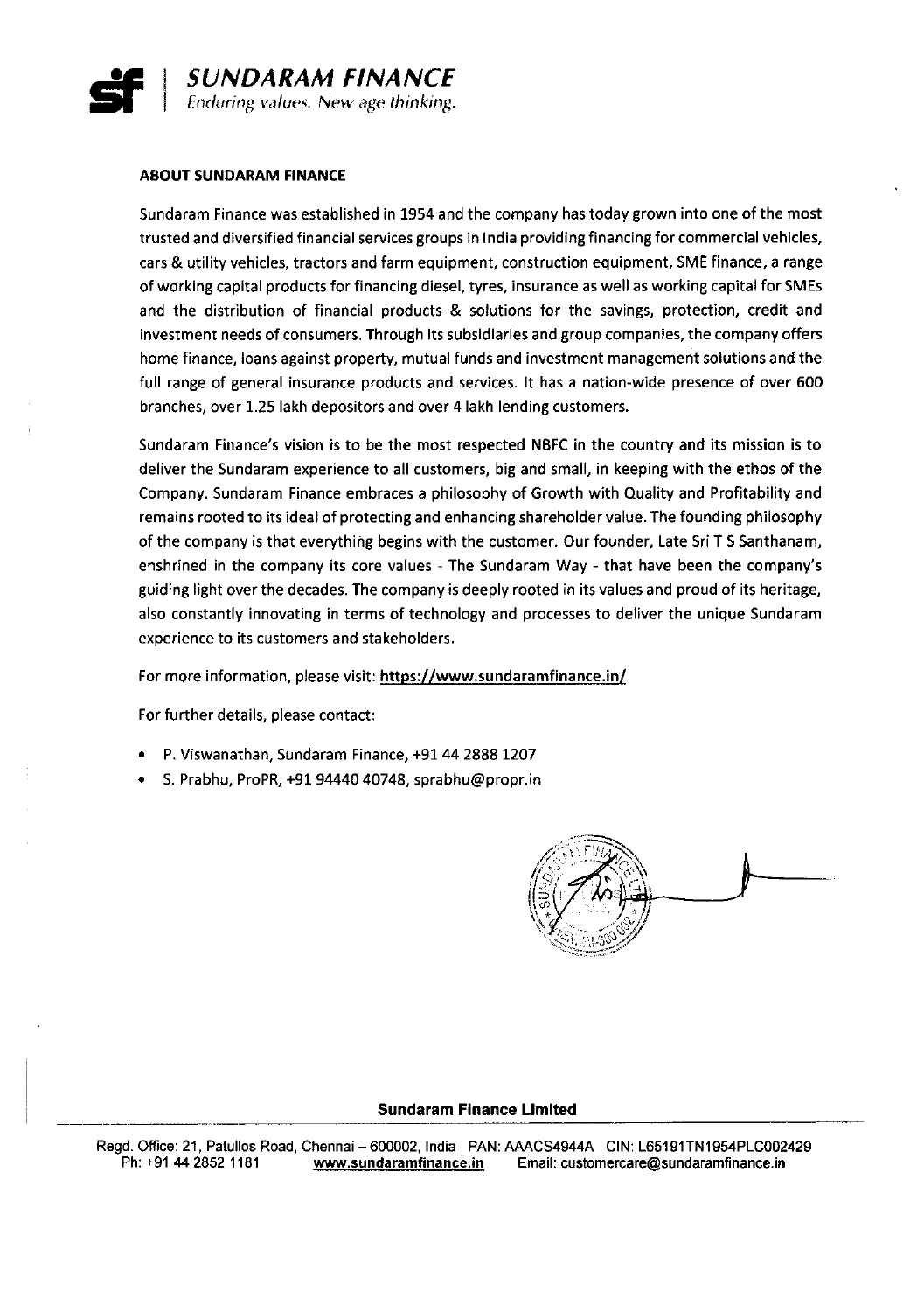## ABOUT SUNDARAM FINANCE

Sundaram Finance was established in 1954 and the company has today grown into one of the most trusted and diversified financial services groups in India providing financing for commercial vehicles, cars & utility vehicles, tractors and farm equipment, construction equipment, SME finance, a range of working capital products for financing diesel, tyres, insurance as well as working capital for SMEs and the distribution of financial products & solutions for the savings, protection, credit and investment needs of consumers. Through its subsidiaries and group companies, the company offers home finance, loans against property, mutual funds and investment management solutions and the full range of general insurance products and services. It has a nation-wide presence of over 600 branches, over 1.25 lakh depositors and over 4 lakh lending customers.

Sundaram Finance's vision is to be the most respected NBFC in the country and its mission is to deliver the Sundaram experience to all customers, big and small, in keeping with the ethos of the Company. Sundaram Finance embraces a philosophy of Growth with Quality and Profitability and remains rooted to its ideal of protecting and enhancing shareholder value. The founding philosophy of the company is that everything begins with the customer. Our founder, Late Sri T S Santhanam, enshrined in the company its core values - The Sundaram Way - that have been the company's guiding light over the decades. The company is deeply rooted in its values and proud of its heritage, also constantly innovating in terms of technology and processes to deliver the unique Sundaram experience to its customers and stakeholders.

For more information, please visit: **https://www.sundaramfinance.in/**

For further details, please contact:

- P. Viswanathan, Sundaram Finance, +91 44 2888 1207
- S. Prabhu, ProPR, +91 94440 40748, sprabhu@propr.in